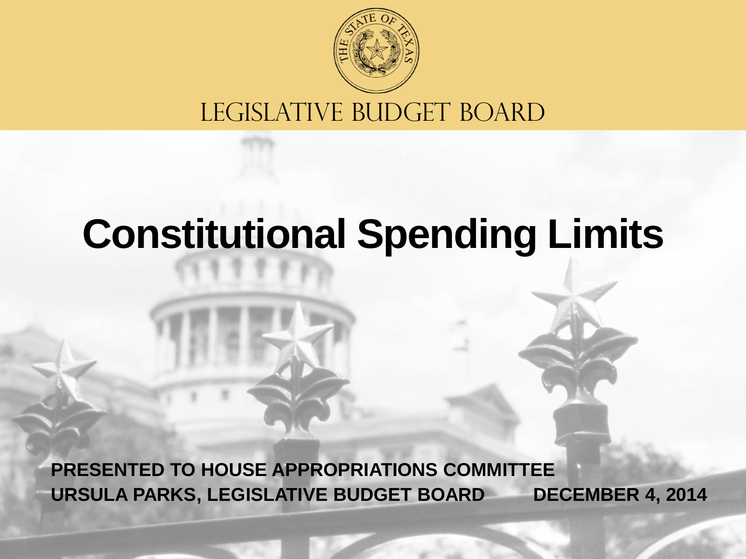LEGISLATIVE BUDGET BOARD

# Constitutional Spending Limits

**PRESENTED TO HOUSE APPROPRIATIONS COMMITTEE**

**URSULA PARKS, LEGISLATIVE BUDGET BOARD**

**DECEMBER 4, 2014**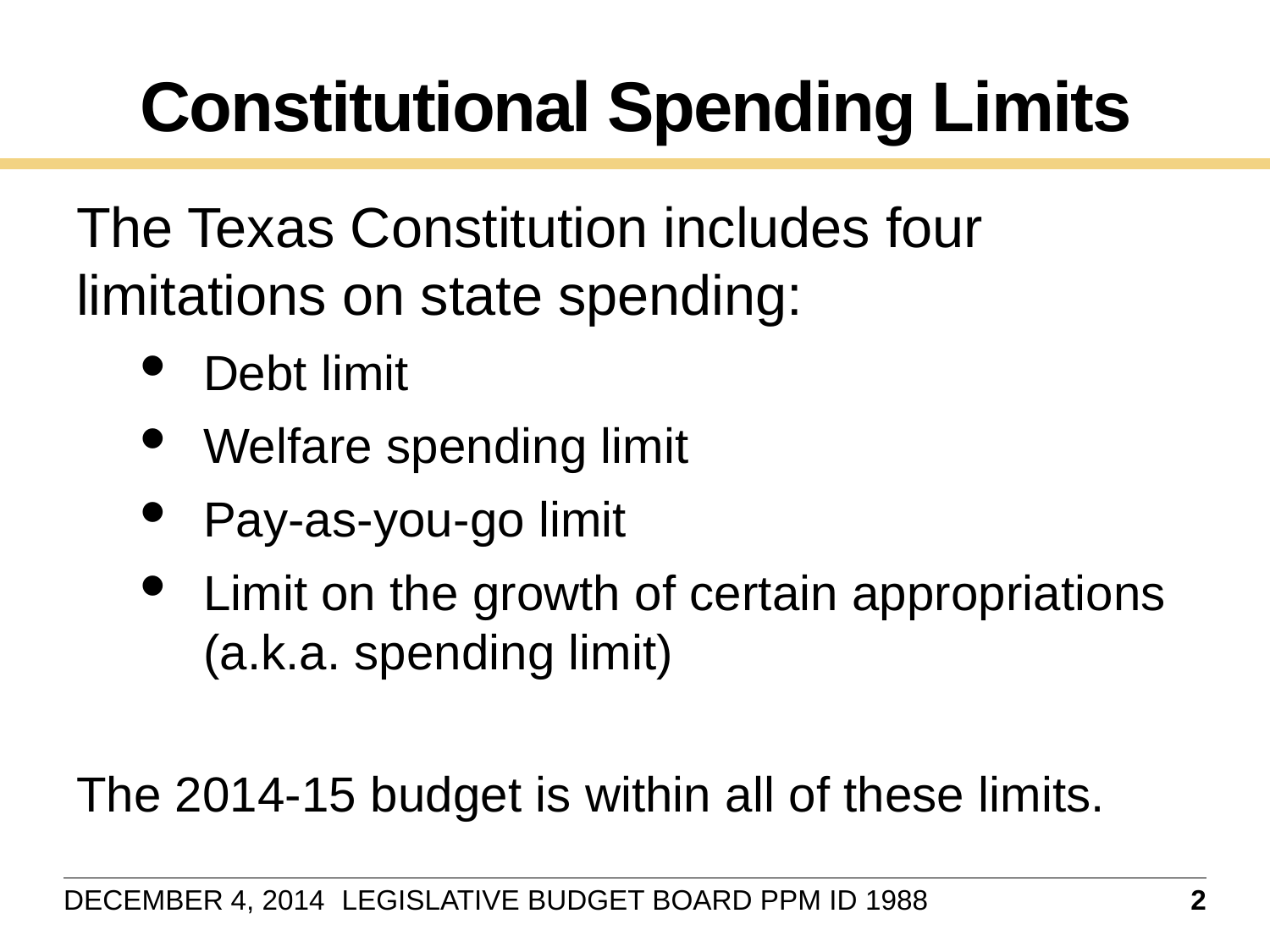# Constitutional Spending Limits

The Texas Constitution includes four limitations on state spending:

- Debt limit
- Welfare spending limit
- Pay-as-you-go limit
- Limit on the growth of certain appropriations (a.k.a. spending limit)

The 2014-15 budget is within all of these limits.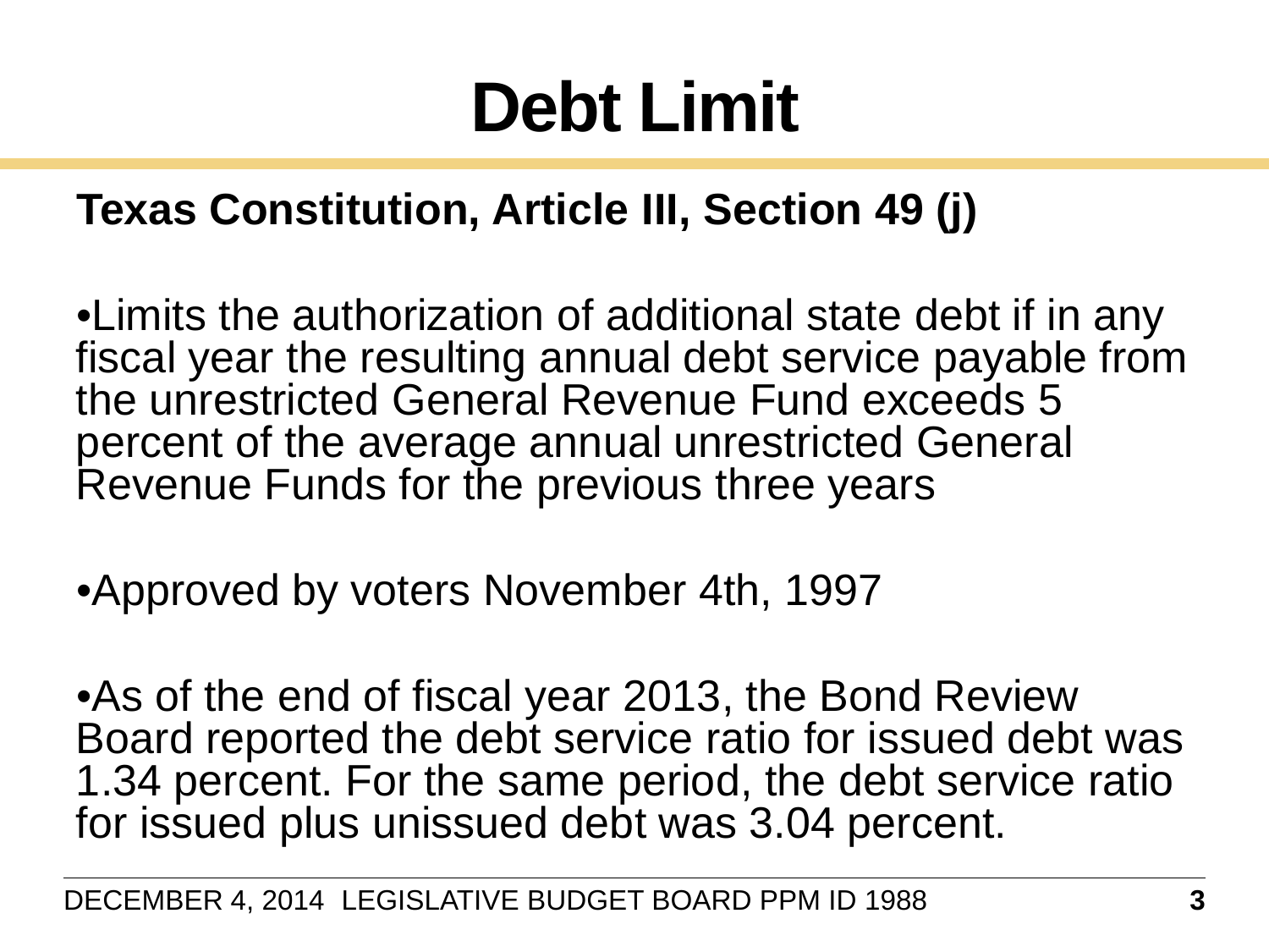# Debt Limit

**Texas Constitution, Article III, Section 49 (j)**

- Limits the authorization of additional state debt if in any fiscal year the resulting annual debt service payable from the unrestricted General Revenue Fund exceeds 5 percent of the average annual unrestricted General Revenue Funds for the previous three years

- Approved by voters November 4th, 1997

- As of the end of fiscal year 2013, the Bond Review Board reported the debt service ratio for issued debt was 1.34 percent. For the same period, the debt service ratio for issued plus unissued debt was 3.04 percent.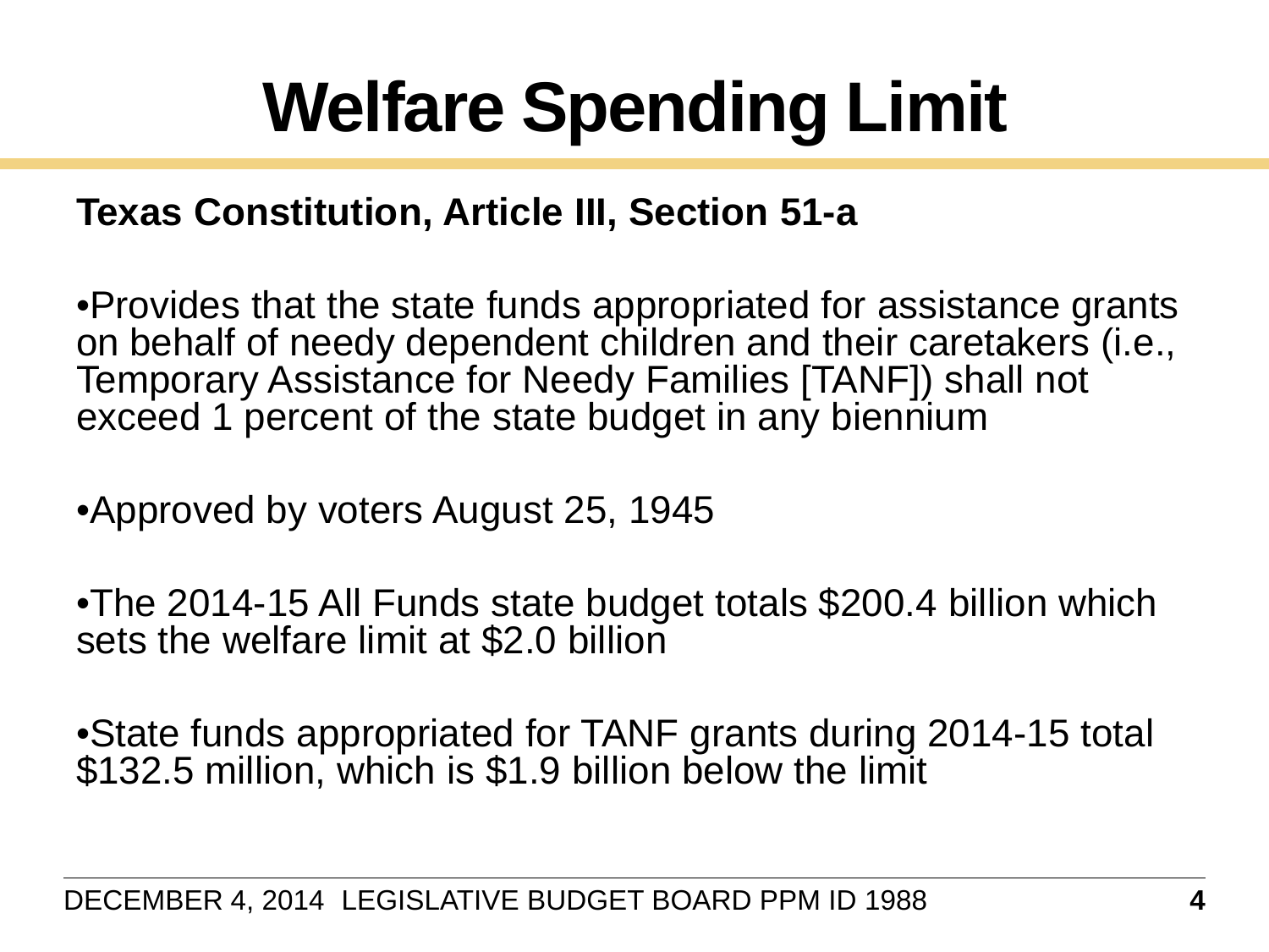# Welfare Spending Limit

**Texas Constitution, Article III, Section 51-a**

- Provides that the state funds appropriated for assistance grants on behalf of needy dependent children and their caretakers (i.e., Temporary Assistance for Needy Families [TANF]) shall not exceed 1 percent of the state budget in any biennium

- Approved by voters August 25, 1945

- The 2014-15 All Funds state budget totals $200.4 billion which sets the welfare limit at $2.0 billion

- State funds appropriated for TANF grants during 2014-15 total $132.5 million, which is $1.9 billion below the limit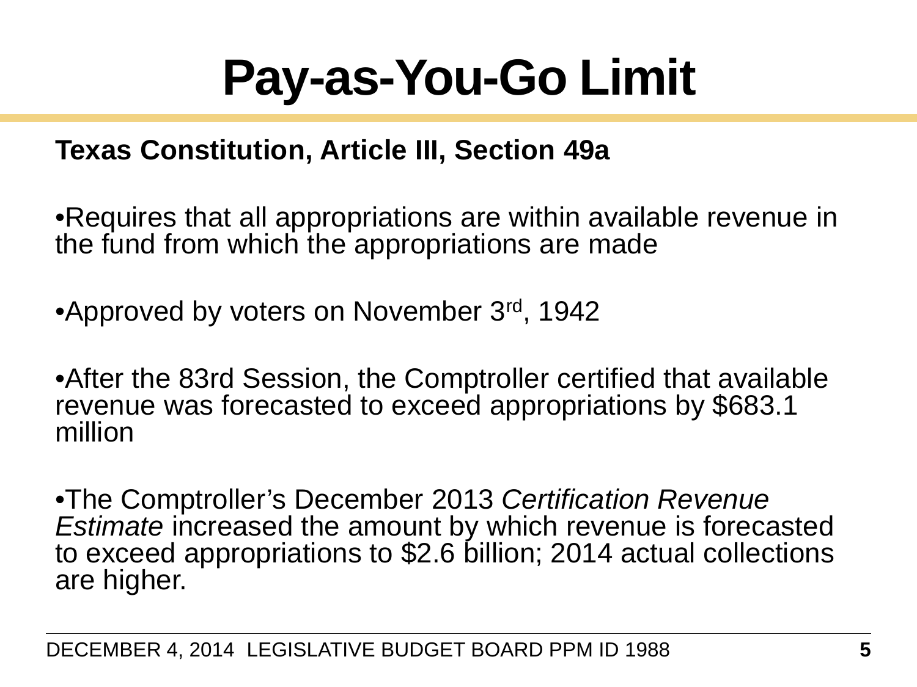# Pay-as-You-Go Limit

**Texas Constitution, Article III, Section 49a**

- Requires that all appropriations are within available revenue in the fund from which the appropriations are made
- Approved by voters on November 3rd, 1942
- After the 83rd Session, the Comptroller certified that available revenue was forecasted to exceed appropriations by $683.1 million
- The Comptroller's December 2013 *Certification Revenue Estimate* increased the amount by which revenue is forecasted to exceed appropriations to $2.6 billion; 2014 actual collections are higher.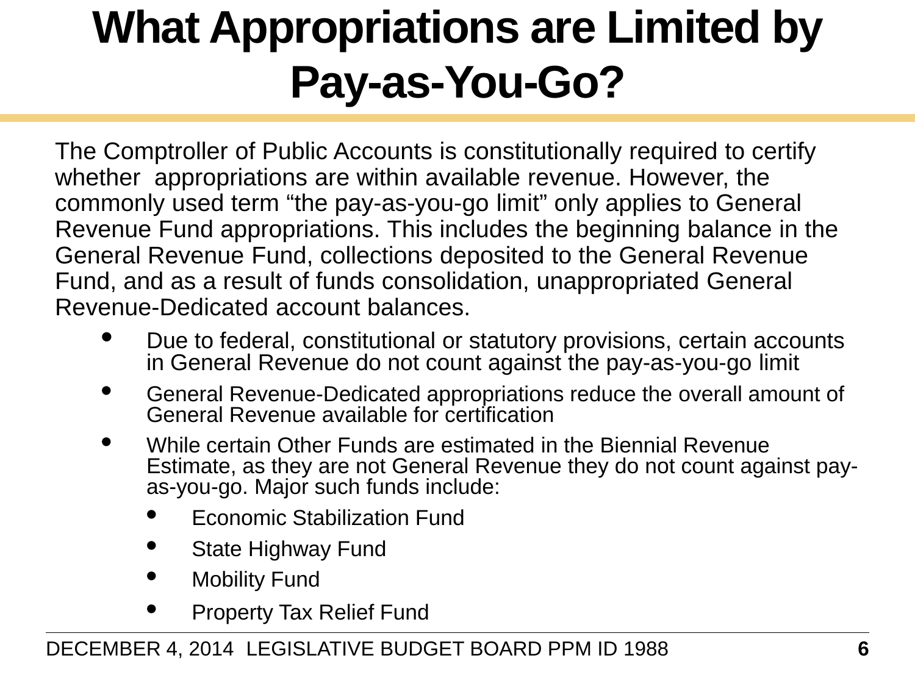# What Appropriations are Limited by Pay-as-You-Go?

The Comptroller of Public Accounts is constitutionally required to certify whether appropriations are within available revenue. However, the commonly used term "the pay-as-you-go limit" only applies to General Revenue Fund appropriations. This includes the beginning balance in the General Revenue Fund, collections deposited to the General Revenue Fund, and as a result of funds consolidation, unappropriated General Revenue-Dedicated account balances.

- Due to federal, constitutional or statutory provisions, certain accounts in General Revenue do not count against the pay-as-you-go limit
- General Revenue-Dedicated appropriations reduce the overall amount of General Revenue available for certification
- While certain Other Funds are estimated in the Biennial Revenue Estimate, as they are not General Revenue they do not count against pay-as-you-go. Major such funds include:
  - Economic Stabilization Fund
  - State Highway Fund
  - Mobility Fund
  - Property Tax Relief Fund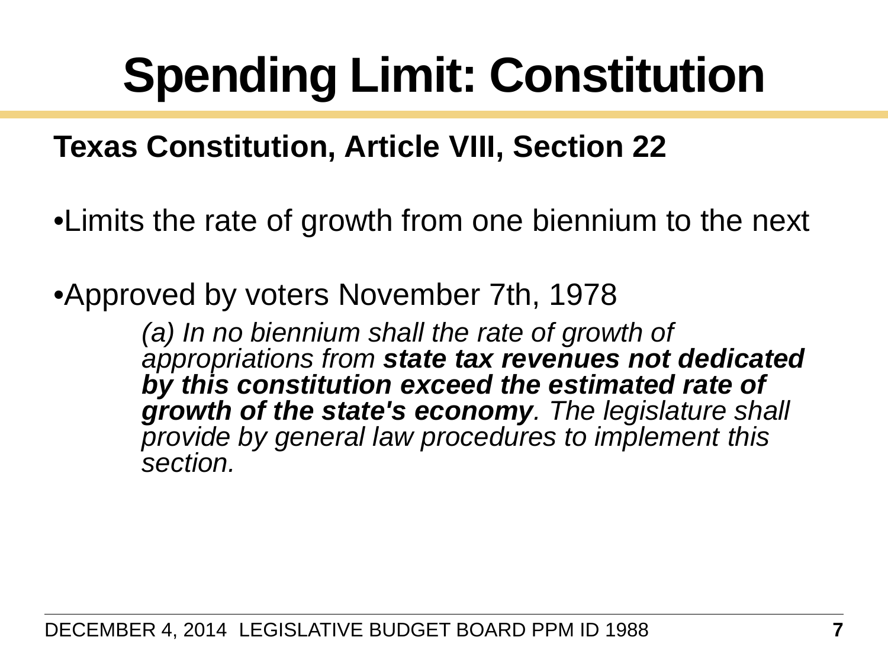# Spending Limit: Constitution

**Texas Constitution, Article VIII, Section 22**

- Limits the rate of growth from one biennium to the next
- Approved by voters November 7th, 1978

> *(a) In no biennium shall the rate of growth of appropriations from* ***state tax revenues not dedicated by this constitution exceed the estimated rate of growth of the state's economy****. The legislature shall provide by general law procedures to implement this section.*

DECEMBER 4, 2014 LEGISLATIVE BUDGET BOARD PPM ID 1988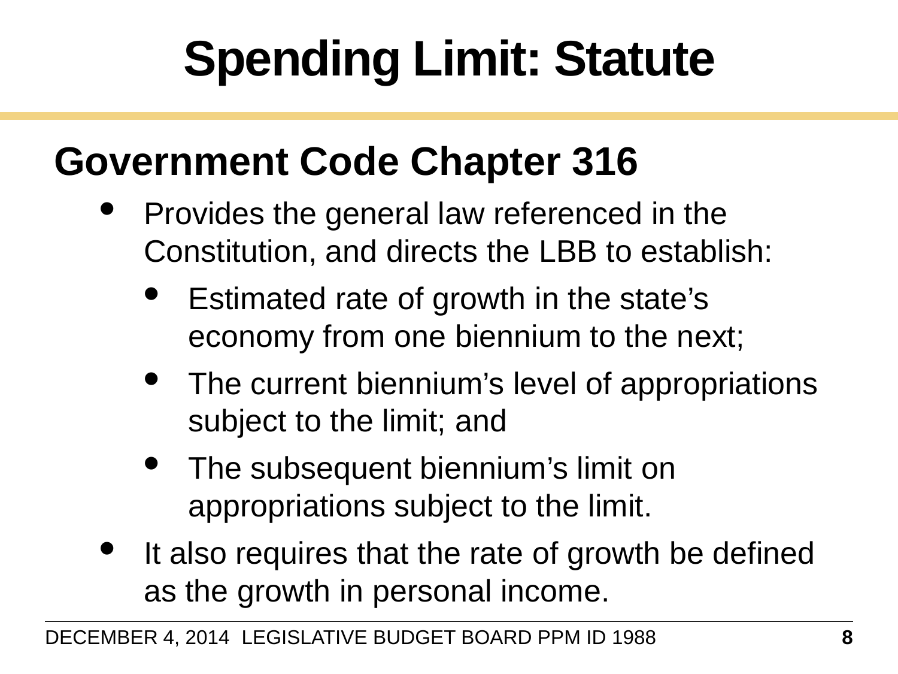# Spending Limit: Statute

## Government Code Chapter 316

- Provides the general law referenced in the Constitution, and directs the LBB to establish:
  - Estimated rate of growth in the state's economy from one biennium to the next;
  - The current biennium's level of appropriations subject to the limit; and
  - The subsequent biennium's limit on appropriations subject to the limit.
- It also requires that the rate of growth be defined as the growth in personal income.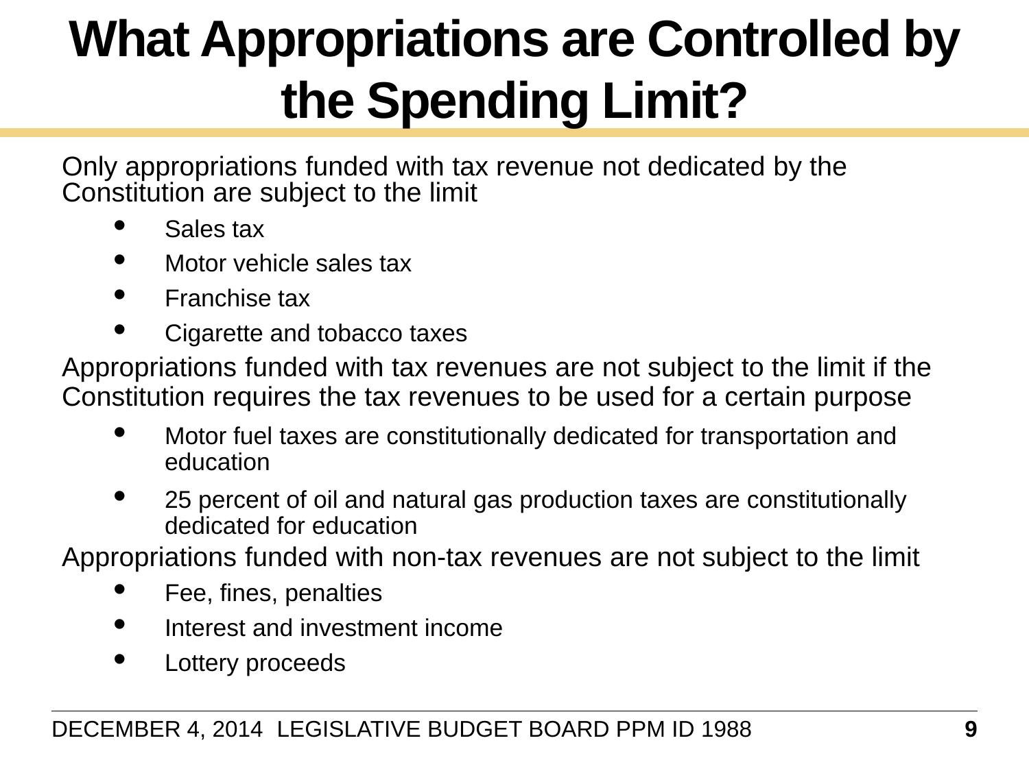# What Appropriations are Controlled by the Spending Limit?

Only appropriations funded with tax revenue not dedicated by the Constitution are subject to the limit

- Sales tax
- Motor vehicle sales tax
- Franchise tax
- Cigarette and tobacco taxes

Appropriations funded with tax revenues are not subject to the limit if the Constitution requires the tax revenues to be used for a certain purpose

- Motor fuel taxes are constitutionally dedicated for transportation and education
- 25 percent of oil and natural gas production taxes are constitutionally dedicated for education

Appropriations funded with non-tax revenues are not subject to the limit

- Fee, fines, penalties
- Interest and investment income
- Lottery proceeds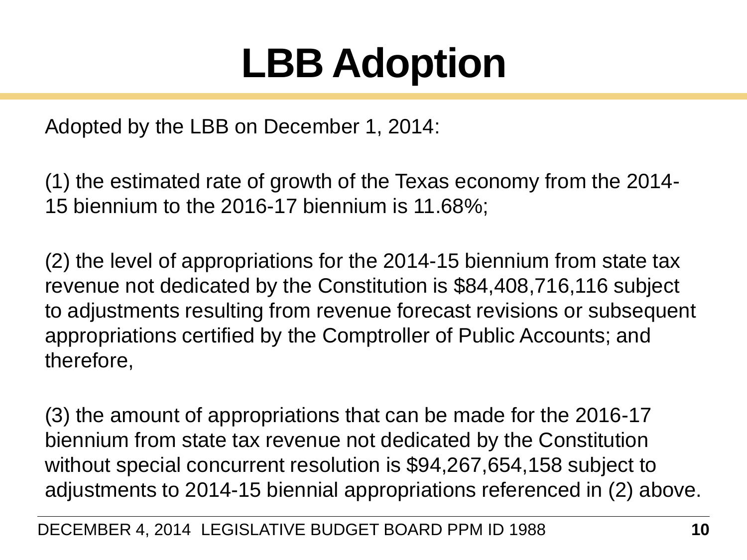# LBB Adoption

Adopted by the LBB on December 1, 2014:

(1) the estimated rate of growth of the Texas economy from the 2014-15 biennium to the 2016-17 biennium is 11.68%;

(2) the level of appropriations for the 2014-15 biennium from state tax revenue not dedicated by the Constitution is $84,408,716,116 subject to adjustments resulting from revenue forecast revisions or subsequent appropriations certified by the Comptroller of Public Accounts; and therefore,

(3) the amount of appropriations that can be made for the 2016-17 biennium from state tax revenue not dedicated by the Constitution without special concurrent resolution is $94,267,654,158 subject to adjustments to 2014-15 biennial appropriations referenced in (2) above.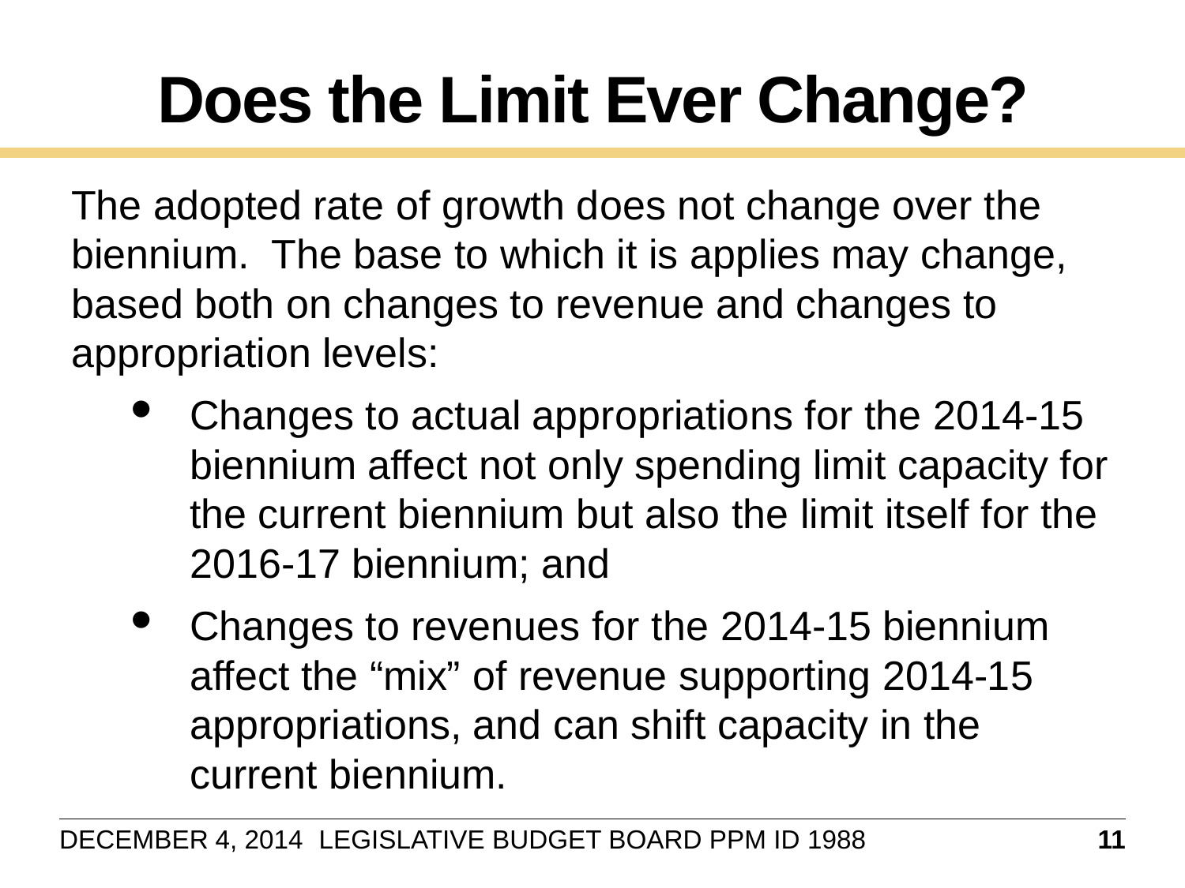# Does the Limit Ever Change?

The adopted rate of growth does not change over the biennium.  The base to which it is applies may change, based both on changes to revenue and changes to appropriation levels:

- Changes to actual appropriations for the 2014-15 biennium affect not only spending limit capacity for the current biennium but also the limit itself for the 2016-17 biennium; and
- Changes to revenues for the 2014-15 biennium affect the “mix” of revenue supporting 2014-15 appropriations, and can shift capacity in the current biennium.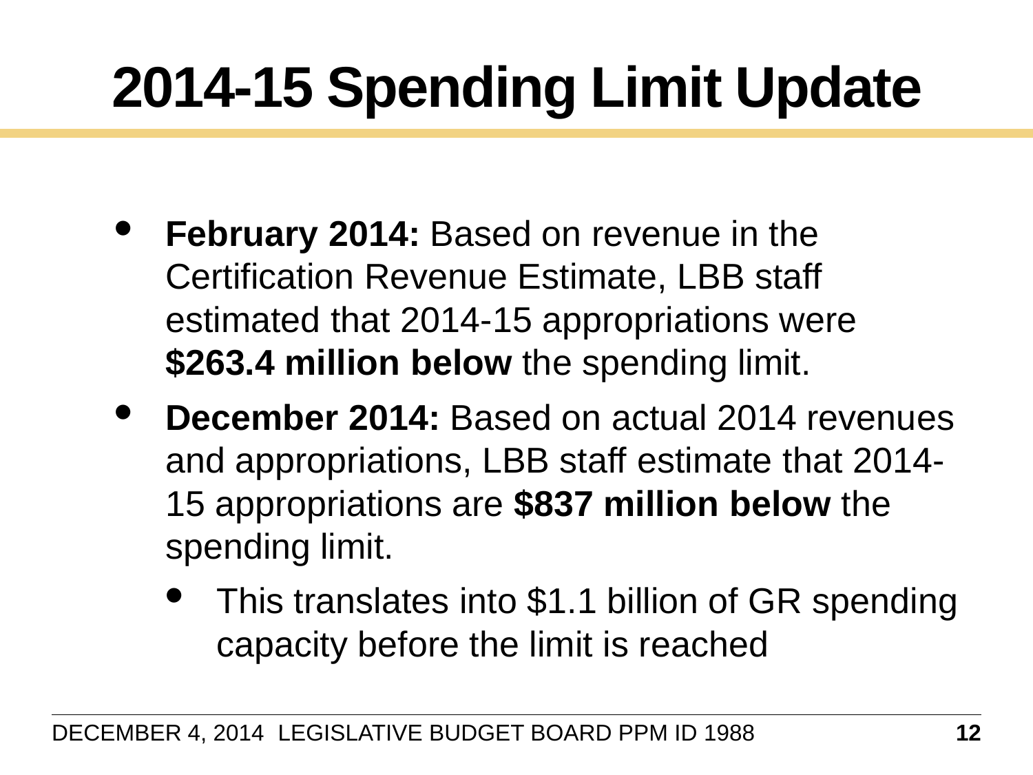# 2014-15 Spending Limit Update

- **February 2014:** Based on revenue in the Certification Revenue Estimate, LBB staff estimated that 2014-15 appropriations were **$263.4 million below** the spending limit.
- **December 2014:** Based on actual 2014 revenues and appropriations, LBB staff estimate that 2014-15 appropriations are **$837 million below** the spending limit.
  - This translates into $1.1 billion of GR spending capacity before the limit is reached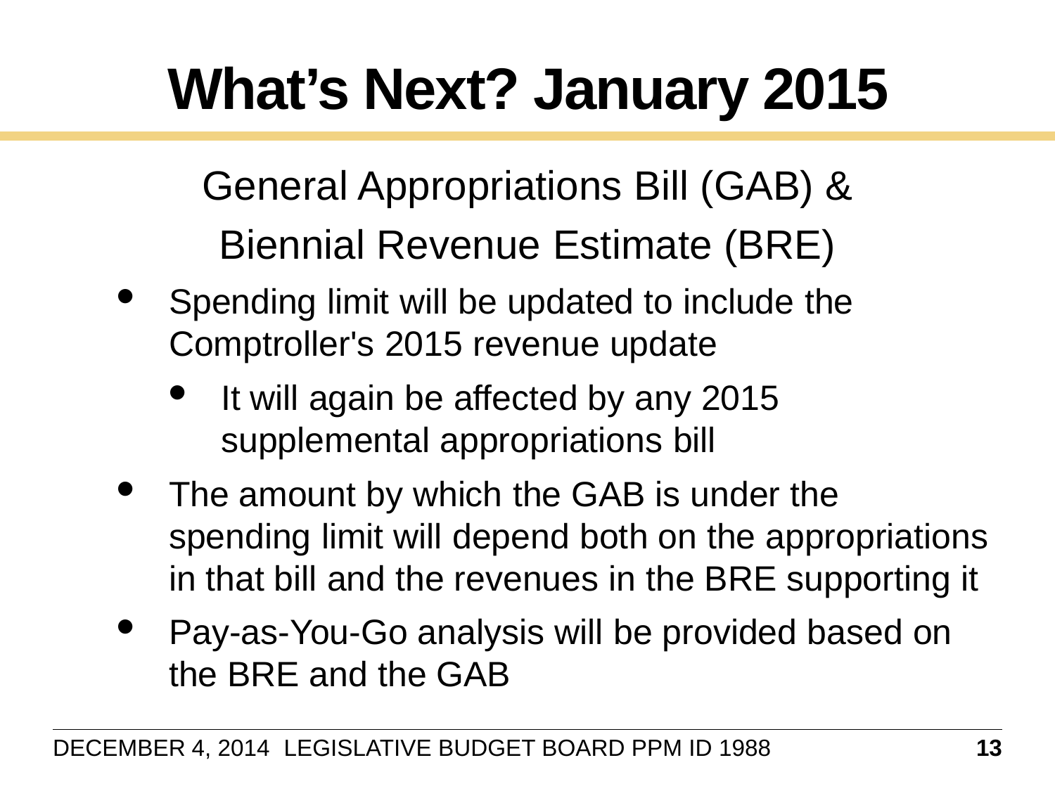# What’s Next? January 2015

General Appropriations Bill (GAB) &

Biennial Revenue Estimate (BRE)

- Spending limit will be updated to include the Comptroller's 2015 revenue update
  - It will again be affected by any 2015 supplemental appropriations bill
- The amount by which the GAB is under the spending limit will depend both on the appropriations in that bill and the revenues in the BRE supporting it
- Pay-as-You-Go analysis will be provided based on the BRE and the GAB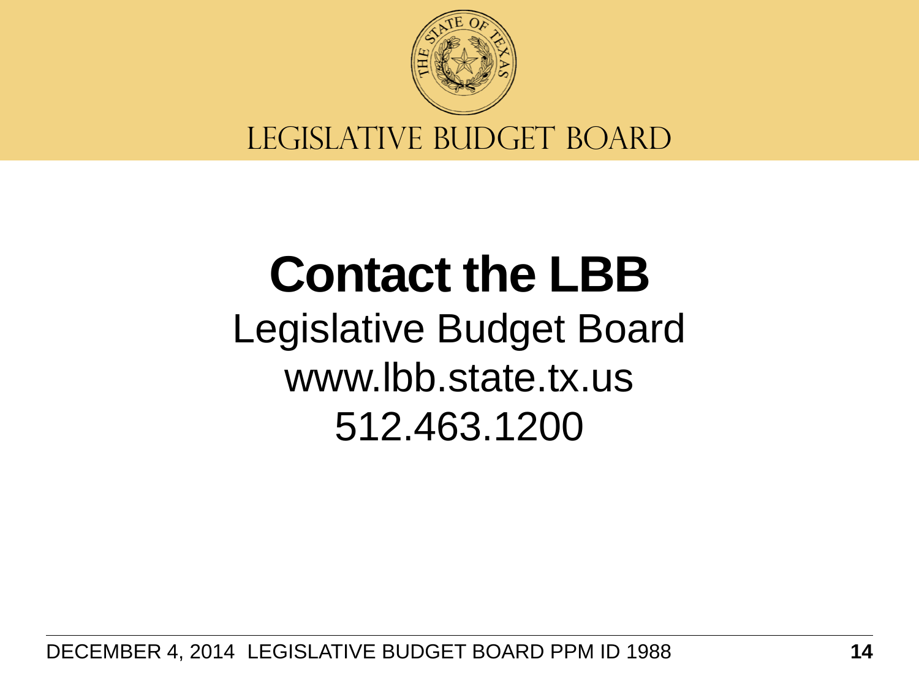LEGISLATIVE BUDGET BOARD

# Contact the LBB

Legislative Budget Board

www.lbb.state.tx.us

512.463.1200